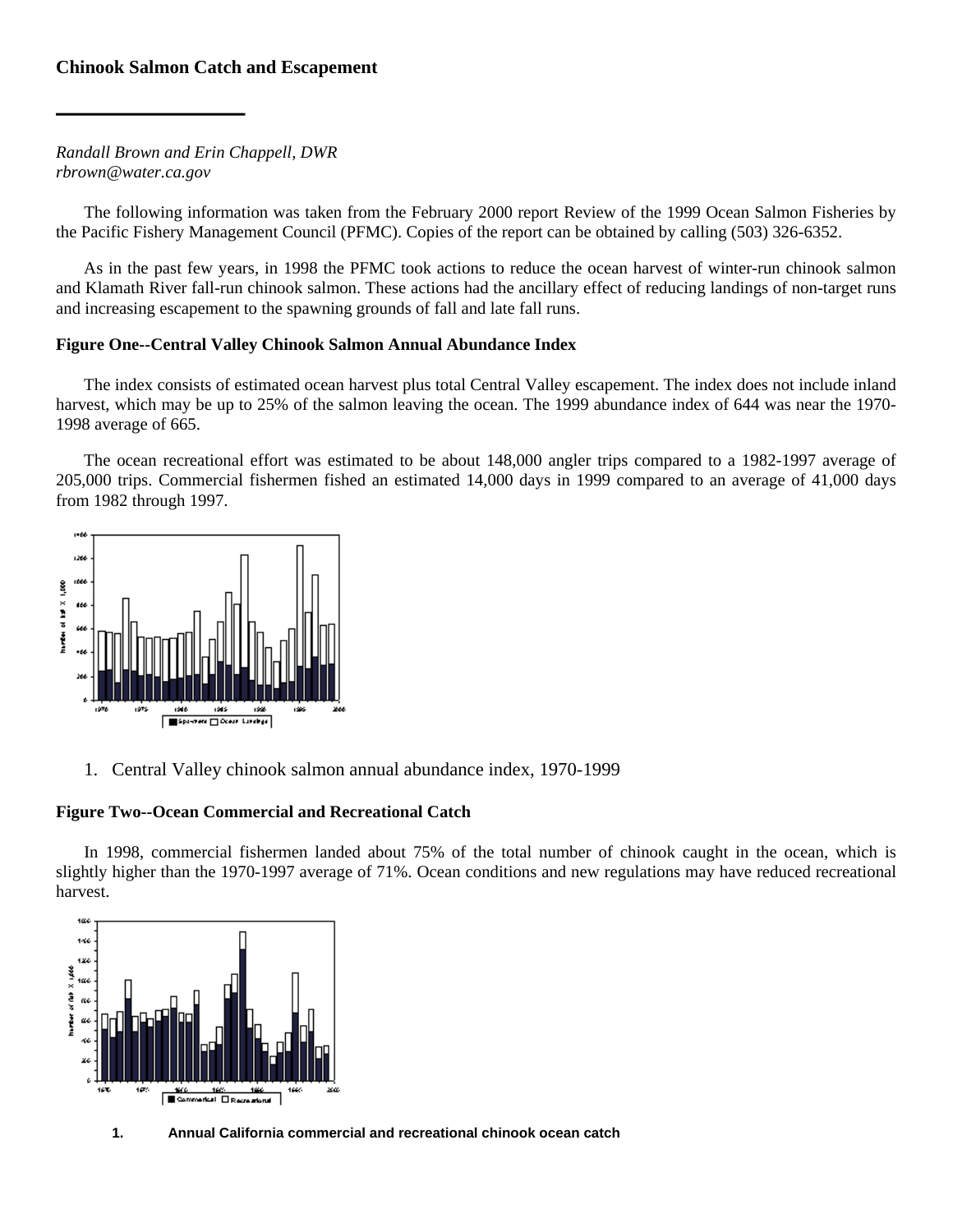### Chinook Salmon Catch and Escapement

*Randall Brown and Erin Chappell, DWR*
*rbrown@water.ca.gov*

The following information was taken from the February 2000 report Review of the 1999 Ocean Salmon Fisheries by the Pacific Fishery Management Council (PFMC). Copies of the report can be obtained by calling (503) 326-6352.

As in the past few years, in 1998 the PFMC took actions to reduce the ocean harvest of winter-run chinook salmon and Klamath River fall-run chinook salmon. These actions had the ancillary effect of reducing landings of non-target runs and increasing escapement to the spawning grounds of fall and late fall runs.

**Figure One--Central Valley Chinook Salmon Annual Abundance Index**

The index consists of estimated ocean harvest plus total Central Valley escapement. The index does not include inland harvest, which may be up to 25% of the salmon leaving the ocean. The 1999 abundance index of 644 was near the 1970-1998 average of 665.

The ocean recreational effort was estimated to be about 148,000 angler trips compared to a 1982-1997 average of 205,000 trips. Commercial fishermen fished an estimated 14,000 days in 1999 compared to an average of 41,000 days from 1982 through 1997.

1. Central Valley chinook salmon annual abundance index, 1970-1999

**Figure Two--Ocean Commercial and Recreational Catch**

In 1998, commercial fishermen landed about 75% of the total number of chinook caught in the ocean, which is slightly higher than the 1970-1997 average of 71%. Ocean conditions and new regulations may have reduced recreational harvest.

1. **Annual California commercial and recreational chinook ocean catch**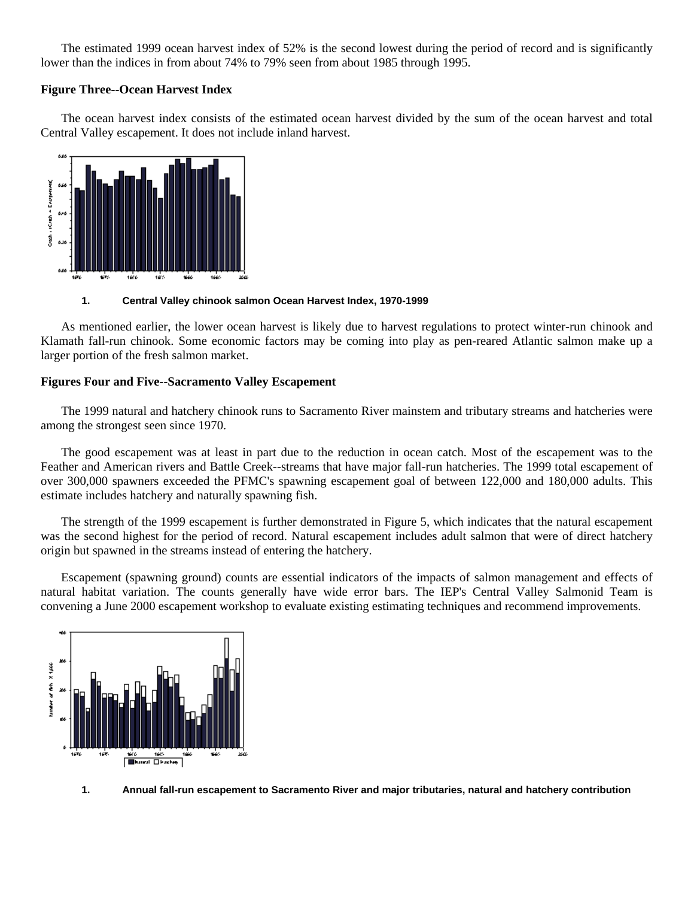The estimated 1999 ocean harvest index of 52% is the second lowest during the period of record and is significantly lower than the indices in from about 74% to 79% seen from about 1985 through 1995.

**Figure Three--Ocean Harvest Index**

The ocean harvest index consists of the estimated ocean harvest divided by the sum of the ocean harvest and total Central Valley escapement. It does not include inland harvest.

1. **Central Valley chinook salmon Ocean Harvest Index, 1970-1999**

As mentioned earlier, the lower ocean harvest is likely due to harvest regulations to protect winter-run chinook and Klamath fall-run chinook. Some economic factors may be coming into play as pen-reared Atlantic salmon make up a larger portion of the fresh salmon market.

**Figures Four and Five--Sacramento Valley Escapement**

The 1999 natural and hatchery chinook runs to Sacramento River mainstem and tributary streams and hatcheries were among the strongest seen since 1970.

The good escapement was at least in part due to the reduction in ocean catch. Most of the escapement was to the Feather and American rivers and Battle Creek--streams that have major fall-run hatcheries. The 1999 total escapement of over 300,000 spawners exceeded the PFMC's spawning escapement goal of between 122,000 and 180,000 adults. This estimate includes hatchery and naturally spawning fish.

The strength of the 1999 escapement is further demonstrated in Figure 5, which indicates that the natural escapement was the second highest for the period of record. Natural escapement includes adult salmon that were of direct hatchery origin but spawned in the streams instead of entering the hatchery.

Escapement (spawning ground) counts are essential indicators of the impacts of salmon management and effects of natural habitat variation. The counts generally have wide error bars. The IEP's Central Valley Salmonid Team is convening a June 2000 escapement workshop to evaluate existing estimating techniques and recommend improvements.

1. **Annual fall-run escapement to Sacramento River and major tributaries, natural and hatchery contribution**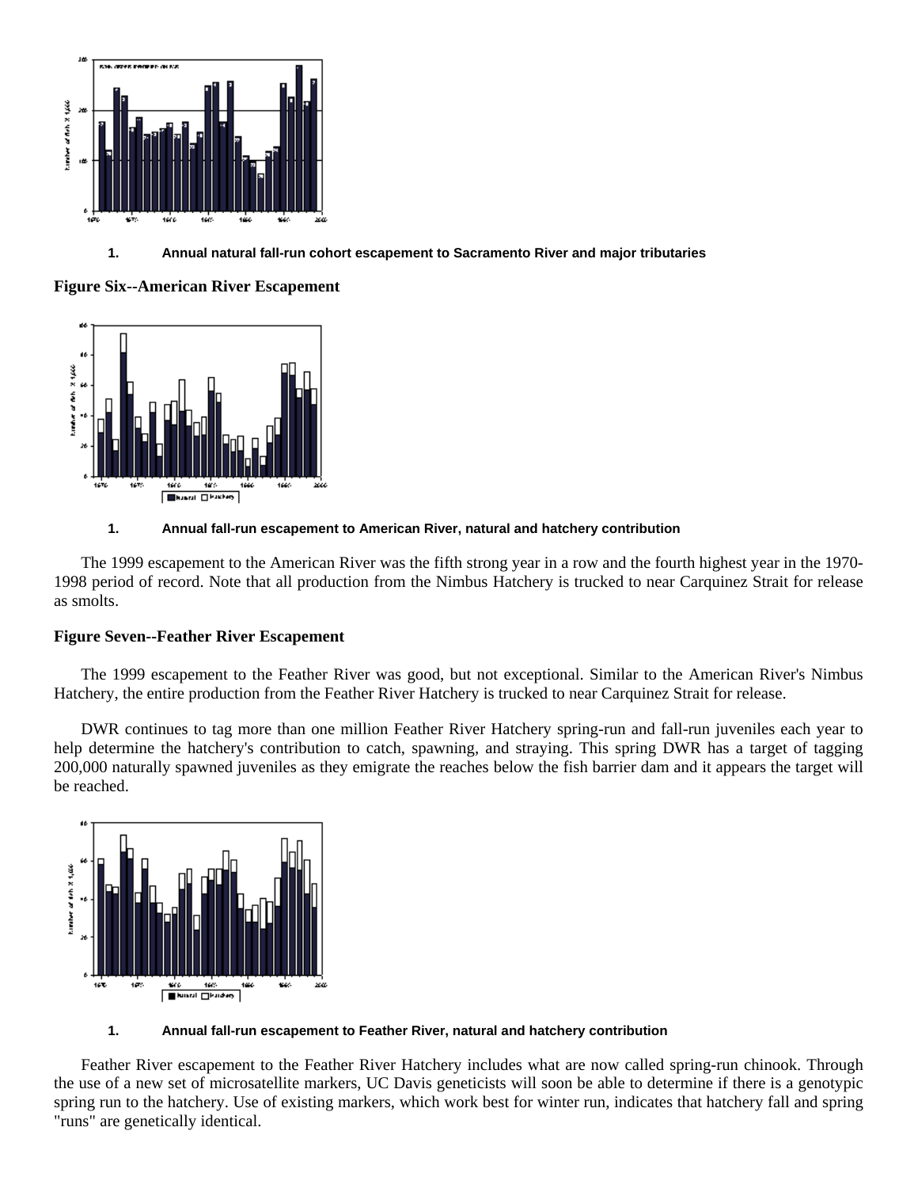1. **Annual natural fall-run cohort escapement to Sacramento River and major tributaries**

**Figure Six--American River Escapement**

1. **Annual fall-run escapement to American River, natural and hatchery contribution**

The 1999 escapement to the American River was the fifth strong year in a row and the fourth highest year in the 1970-1998 period of record. Note that all production from the Nimbus Hatchery is trucked to near Carquinez Strait for release as smolts.

**Figure Seven--Feather River Escapement**

The 1999 escapement to the Feather River was good, but not exceptional. Similar to the American River's Nimbus Hatchery, the entire production from the Feather River Hatchery is trucked to near Carquinez Strait for release.

DWR continues to tag more than one million Feather River Hatchery spring-run and fall-run juveniles each year to help determine the hatchery's contribution to catch, spawning, and straying. This spring DWR has a target of tagging 200,000 naturally spawned juveniles as they emigrate the reaches below the fish barrier dam and it appears the target will be reached.

1. **Annual fall-run escapement to Feather River, natural and hatchery contribution**

Feather River escapement to the Feather River Hatchery includes what are now called spring-run chinook. Through the use of a new set of microsatellite markers, UC Davis geneticists will soon be able to determine if there is a genotypic spring run to the hatchery. Use of existing markers, which work best for winter run, indicates that hatchery fall and spring "runs" are genetically identical.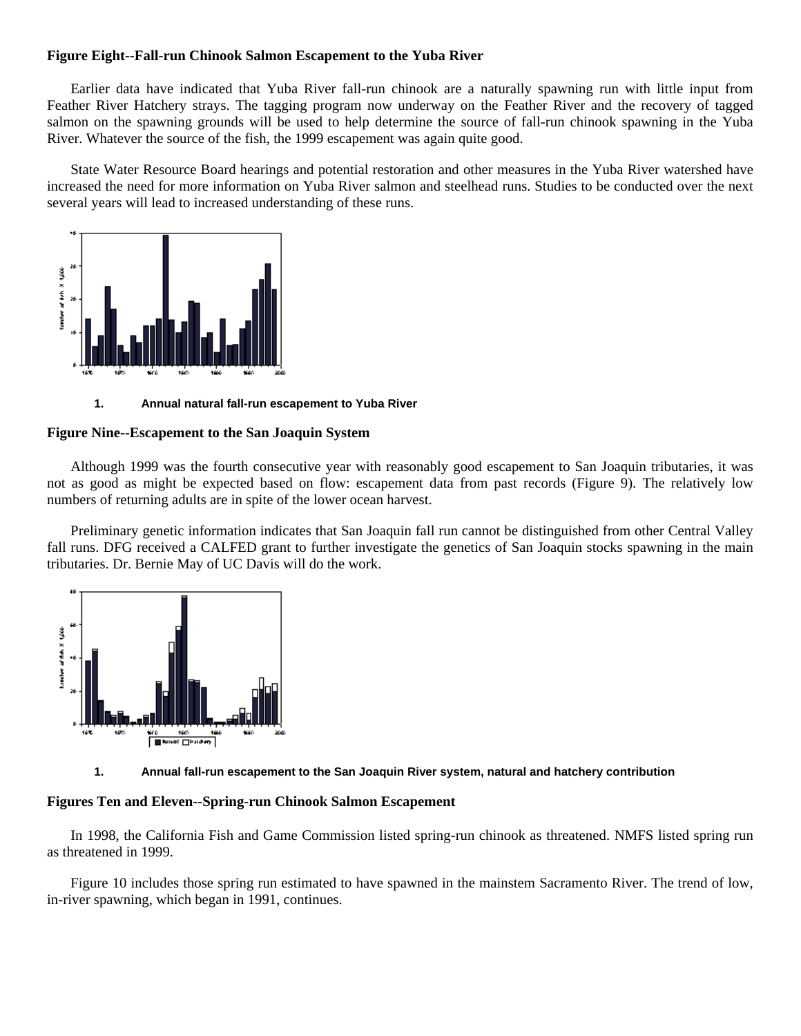**Figure Eight--Fall-run Chinook Salmon Escapement to the Yuba River**

Earlier data have indicated that Yuba River fall-run chinook are a naturally spawning run with little input from Feather River Hatchery strays. The tagging program now underway on the Feather River and the recovery of tagged salmon on the spawning grounds will be used to help determine the source of fall-run chinook spawning in the Yuba River. Whatever the source of the fish, the 1999 escapement was again quite good.

State Water Resource Board hearings and potential restoration and other measures in the Yuba River watershed have increased the need for more information on Yuba River salmon and steelhead runs. Studies to be conducted over the next several years will lead to increased understanding of these runs.

1. Annual natural fall-run escapement to Yuba River

**Figure Nine--Escapement to the San Joaquin System**

Although 1999 was the fourth consecutive year with reasonably good escapement to San Joaquin tributaries, it was not as good as might be expected based on flow: escapement data from past records (Figure 9). The relatively low numbers of returning adults are in spite of the lower ocean harvest.

Preliminary genetic information indicates that San Joaquin fall run cannot be distinguished from other Central Valley fall runs. DFG received a CALFED grant to further investigate the genetics of San Joaquin stocks spawning in the main tributaries. Dr. Bernie May of UC Davis will do the work.

1. Annual fall-run escapement to the San Joaquin River system, natural and hatchery contribution

**Figures Ten and Eleven--Spring-run Chinook Salmon Escapement**

In 1998, the California Fish and Game Commission listed spring-run chinook as threatened. NMFS listed spring run as threatened in 1999.

Figure 10 includes those spring run estimated to have spawned in the mainstem Sacramento River. The trend of low, in-river spawning, which began in 1991, continues.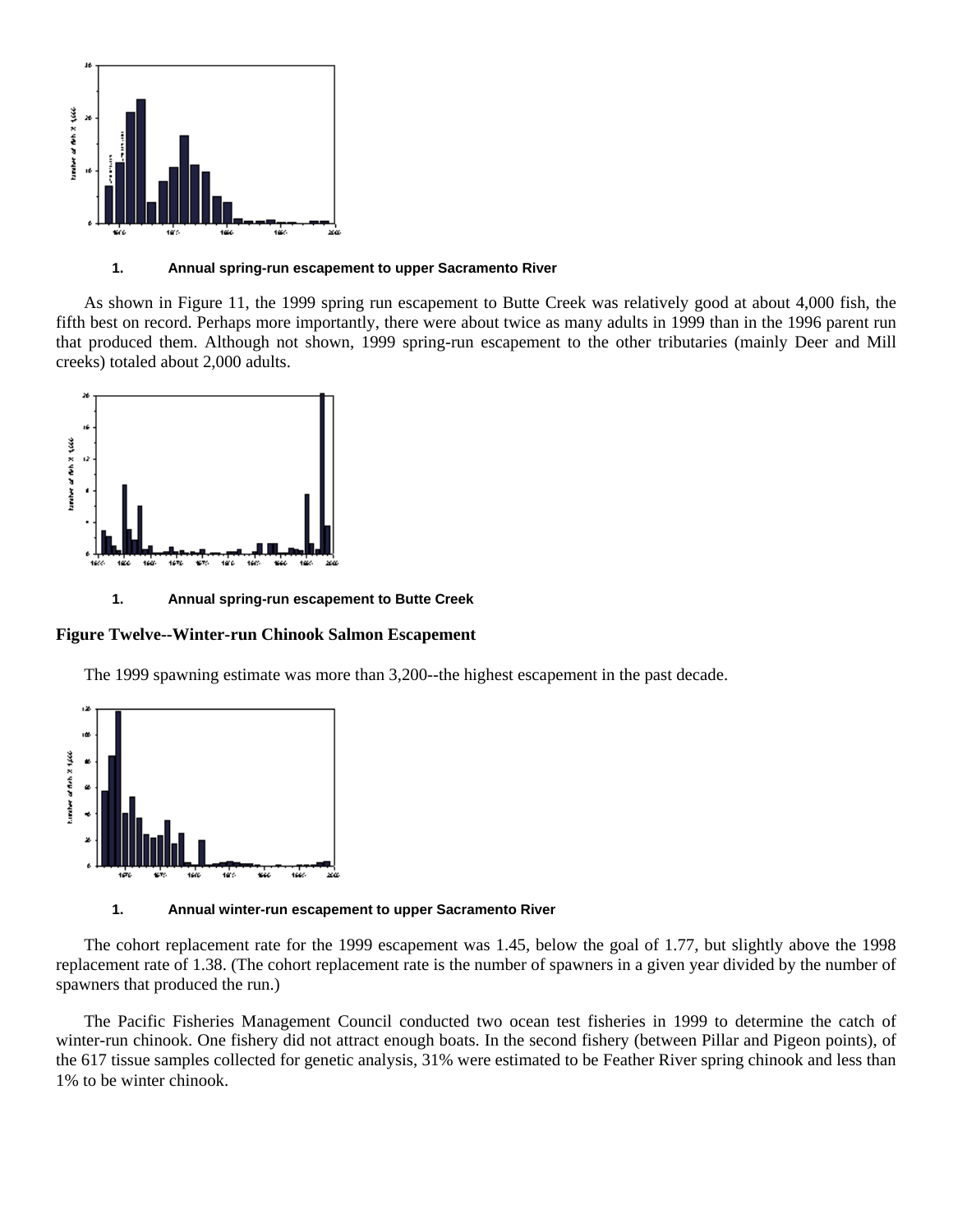number of fish X 1,000

1. Annual spring-run escapement to upper Sacramento River

As shown in Figure 11, the 1999 spring run escapement to Butte Creek was relatively good at about 4,000 fish, the fifth best on record. Perhaps more importantly, there were about twice as many adults in 1999 than in the 1996 parent run that produced them. Although not shown, 1999 spring-run escapement to the other tributaries (mainly Deer and Mill creeks) totaled about 2,000 adults.

number of fish X 1,000

1. Annual spring-run escapement to Butte Creek

**Figure Twelve--Winter-run Chinook Salmon Escapement**

The 1999 spawning estimate was more than 3,200--the highest escapement in the past decade.

number of fish X 1,000

1. Annual winter-run escapement to upper Sacramento River

The cohort replacement rate for the 1999 escapement was 1.45, below the goal of 1.77, but slightly above the 1998 replacement rate of 1.38. (The cohort replacement rate is the number of spawners in a given year divided by the number of spawners that produced the run.)

The Pacific Fisheries Management Council conducted two ocean test fisheries in 1999 to determine the catch of winter-run chinook. One fishery did not attract enough boats. In the second fishery (between Pillar and Pigeon points), of the 617 tissue samples collected for genetic analysis, 31% were estimated to be Feather River spring chinook and less than 1% to be winter chinook.